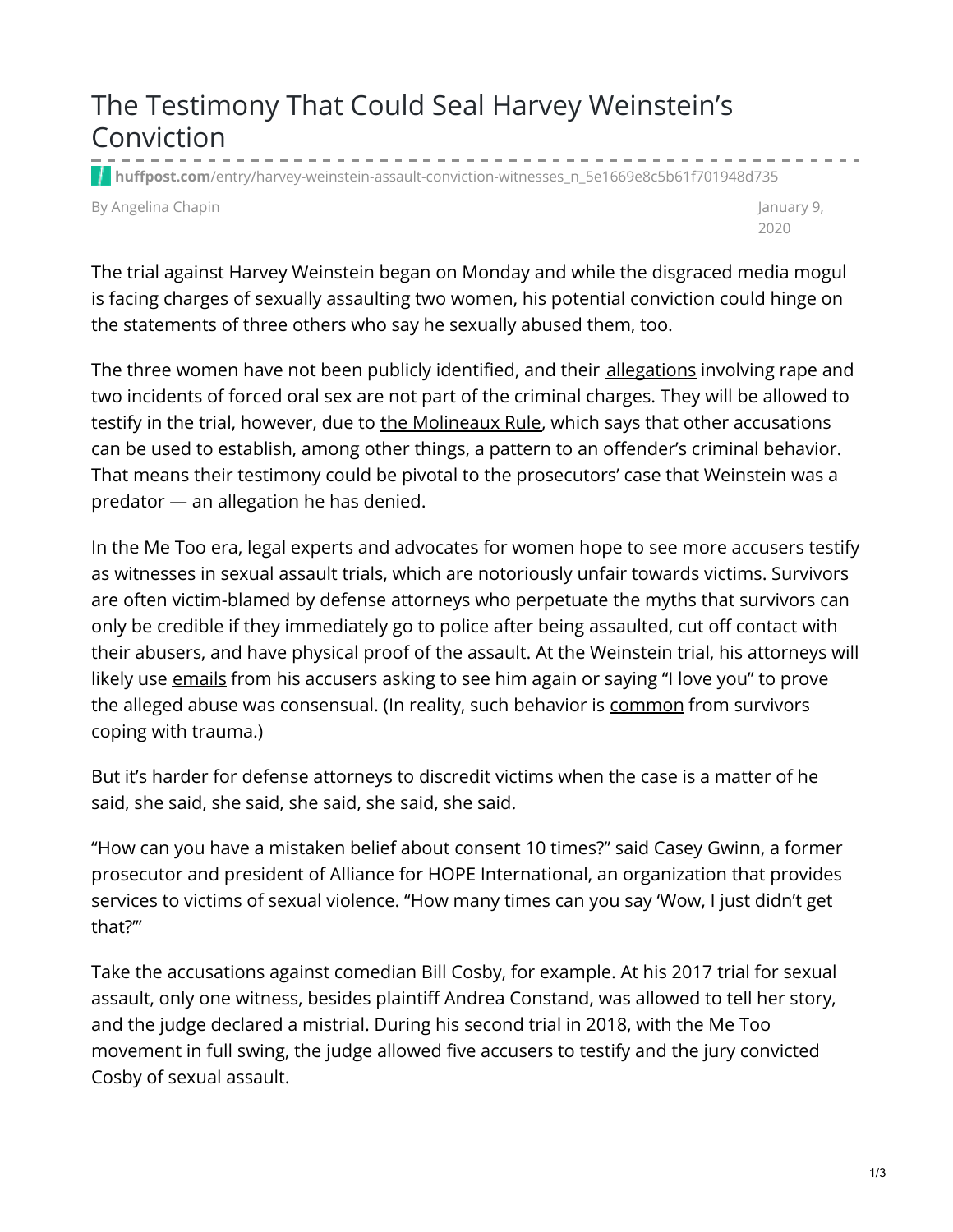# The Testimony That Could Seal Harvey Weinstein's Conviction

huffpost.com/entry/harvey-weinstein-assault-conviction-witnesses_n_5e1669e8c5b61f701948d735

By Angelina Chapin

January 9, 2020

The trial against Harvey Weinstein began on Monday and while the disgraced media mogul is facing charges of sexually assaulting two women, his potential conviction could hinge on the statements of three others who say he sexually abused them, too.

The three women have not been publicly identified, and their allegations involving rape and two incidents of forced oral sex are not part of the criminal charges. They will be allowed to testify in the trial, however, due to the Molineaux Rule, which says that other accusations can be used to establish, among other things, a pattern to an offender's criminal behavior. That means their testimony could be pivotal to the prosecutors' case that Weinstein was a predator — an allegation he has denied.

In the Me Too era, legal experts and advocates for women hope to see more accusers testify as witnesses in sexual assault trials, which are notoriously unfair towards victims. Survivors are often victim-blamed by defense attorneys who perpetuate the myths that survivors can only be credible if they immediately go to police after being assaulted, cut off contact with their abusers, and have physical proof of the assault. At the Weinstein trial, his attorneys will likely use emails from his accusers asking to see him again or saying "I love you" to prove the alleged abuse was consensual. (In reality, such behavior is common from survivors coping with trauma.)

But it's harder for defense attorneys to discredit victims when the case is a matter of he said, she said, she said, she said, she said, she said.

"How can you have a mistaken belief about consent 10 times?" said Casey Gwinn, a former prosecutor and president of Alliance for HOPE International, an organization that provides services to victims of sexual violence. "How many times can you say 'Wow, I just didn't get that?'"

Take the accusations against comedian Bill Cosby, for example. At his 2017 trial for sexual assault, only one witness, besides plaintiff Andrea Constand, was allowed to tell her story, and the judge declared a mistrial. During his second trial in 2018, with the Me Too movement in full swing, the judge allowed five accusers to testify and the jury convicted Cosby of sexual assault.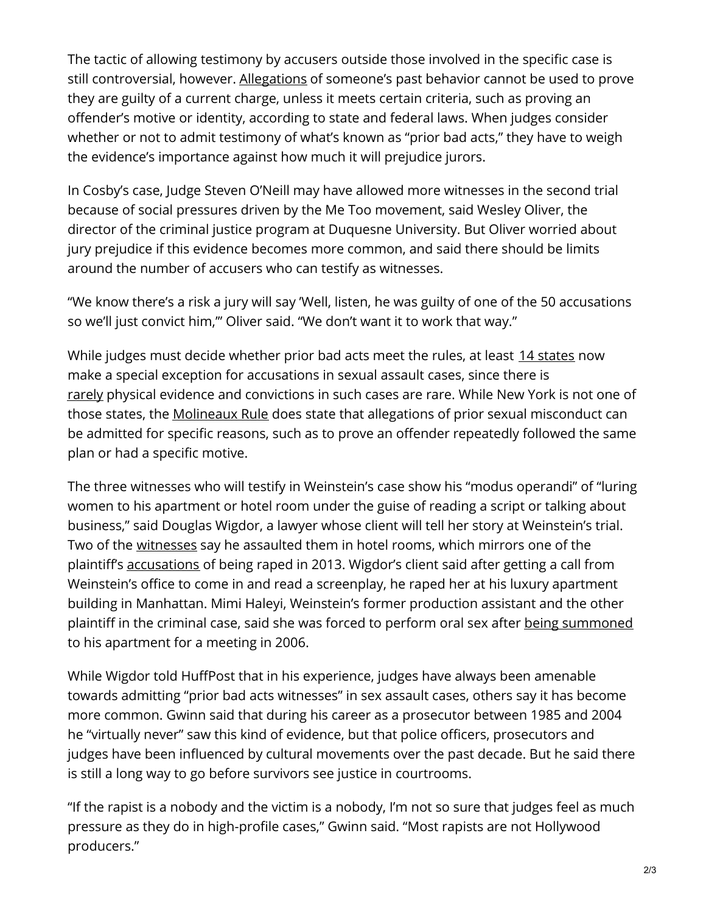The tactic of allowing testimony by accusers outside those involved in the specific case is still controversial, however. Allegations of someone's past behavior cannot be used to prove they are guilty of a current charge, unless it meets certain criteria, such as proving an offender's motive or identity, according to state and federal laws. When judges consider whether or not to admit testimony of what's known as "prior bad acts," they have to weigh the evidence's importance against how much it will prejudice jurors.

In Cosby's case, Judge Steven O'Neill may have allowed more witnesses in the second trial because of social pressures driven by the Me Too movement, said Wesley Oliver, the director of the criminal justice program at Duquesne University. But Oliver worried about jury prejudice if this evidence becomes more common, and said there should be limits around the number of accusers who can testify as witnesses.

"We know there's a risk a jury will say 'Well, listen, he was guilty of one of the 50 accusations so we'll just convict him,'" Oliver said. "We don't want it to work that way."

While judges must decide whether prior bad acts meet the rules, at least 14 states now make a special exception for accusations in sexual assault cases, since there is rarely physical evidence and convictions in such cases are rare. While New York is not one of those states, the Molineaux Rule does state that allegations of prior sexual misconduct can be admitted for specific reasons, such as to prove an offender repeatedly followed the same plan or had a specific motive.

The three witnesses who will testify in Weinstein's case show his "modus operandi" of "luring women to his apartment or hotel room under the guise of reading a script or talking about business," said Douglas Wigdor, a lawyer whose client will tell her story at Weinstein's trial. Two of the witnesses say he assaulted them in hotel rooms, which mirrors one of the plaintiff's accusations of being raped in 2013. Wigdor's client said after getting a call from Weinstein's office to come in and read a screenplay, he raped her at his luxury apartment building in Manhattan. Mimi Haleyi, Weinstein's former production assistant and the other plaintiff in the criminal case, said she was forced to perform oral sex after being summoned to his apartment for a meeting in 2006.

While Wigdor told HuffPost that in his experience, judges have always been amenable towards admitting "prior bad acts witnesses" in sex assault cases, others say it has become more common. Gwinn said that during his career as a prosecutor between 1985 and 2004 he "virtually never" saw this kind of evidence, but that police officers, prosecutors and judges have been influenced by cultural movements over the past decade. But he said there is still a long way to go before survivors see justice in courtrooms.

"If the rapist is a nobody and the victim is a nobody, I'm not so sure that judges feel as much pressure as they do in high-profile cases," Gwinn said. "Most rapists are not Hollywood producers."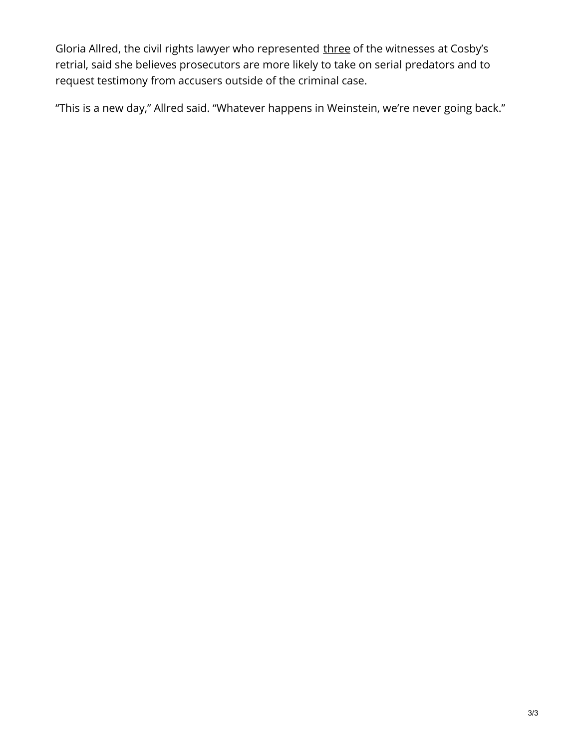Gloria Allred, the civil rights lawyer who represented three of the witnesses at Cosby's retrial, said she believes prosecutors are more likely to take on serial predators and to request testimony from accusers outside of the criminal case.

"This is a new day," Allred said. "Whatever happens in Weinstein, we're never going back."